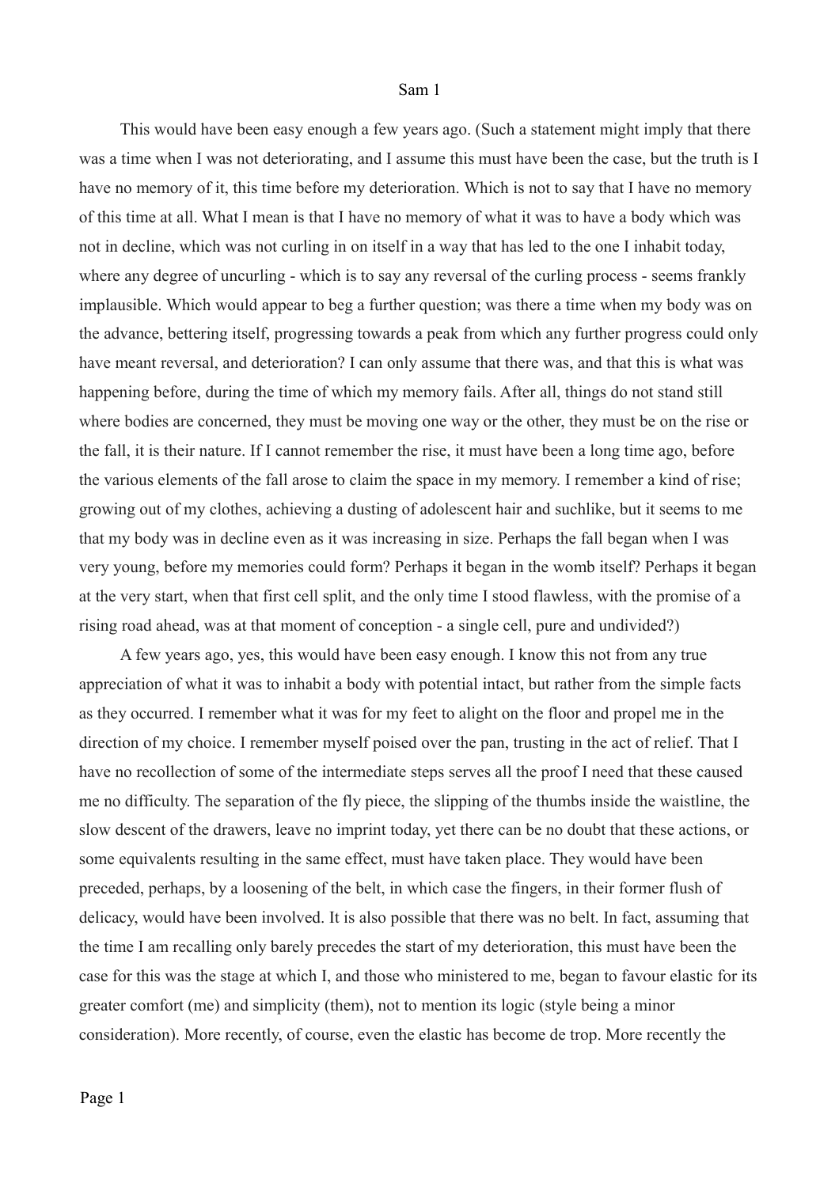This would have been easy enough a few years ago. (Such a statement might imply that there was a time when I was not deteriorating, and I assume this must have been the case, but the truth is I have no memory of it, this time before my deterioration. Which is not to say that I have no memory of this time at all. What I mean is that I have no memory of what it was to have a body which was not in decline, which was not curling in on itself in a way that has led to the one I inhabit today, where any degree of uncurling - which is to say any reversal of the curling process - seems frankly implausible. Which would appear to beg a further question; was there a time when my body was on the advance, bettering itself, progressing towards a peak from which any further progress could only have meant reversal, and deterioration? I can only assume that there was, and that this is what was happening before, during the time of which my memory fails. After all, things do not stand still where bodies are concerned, they must be moving one way or the other, they must be on the rise or the fall, it is their nature. If I cannot remember the rise, it must have been a long time ago, before the various elements of the fall arose to claim the space in my memory. I remember a kind of rise; growing out of my clothes, achieving a dusting of adolescent hair and suchlike, but it seems to me that my body was in decline even as it was increasing in size. Perhaps the fall began when I was very young, before my memories could form? Perhaps it began in the womb itself? Perhaps it began at the very start, when that first cell split, and the only time I stood flawless, with the promise of a rising road ahead, was at that moment of conception - a single cell, pure and undivided?)

A few years ago, yes, this would have been easy enough. I know this not from any true appreciation of what it was to inhabit a body with potential intact, but rather from the simple facts as they occurred. I remember what it was for my feet to alight on the floor and propel me in the direction of my choice. I remember myself poised over the pan, trusting in the act of relief. That I have no recollection of some of the intermediate steps serves all the proof I need that these caused me no difficulty. The separation of the fly piece, the slipping of the thumbs inside the waistline, the slow descent of the drawers, leave no imprint today, yet there can be no doubt that these actions, or some equivalents resulting in the same effect, must have taken place. They would have been preceded, perhaps, by a loosening of the belt, in which case the fingers, in their former flush of delicacy, would have been involved. It is also possible that there was no belt. In fact, assuming that the time I am recalling only barely precedes the start of my deterioration, this must have been the case for this was the stage at which I, and those who ministered to me, began to favour elastic for its greater comfort (me) and simplicity (them), not to mention its logic (style being a minor consideration). More recently, of course, even the elastic has become de trop. More recently the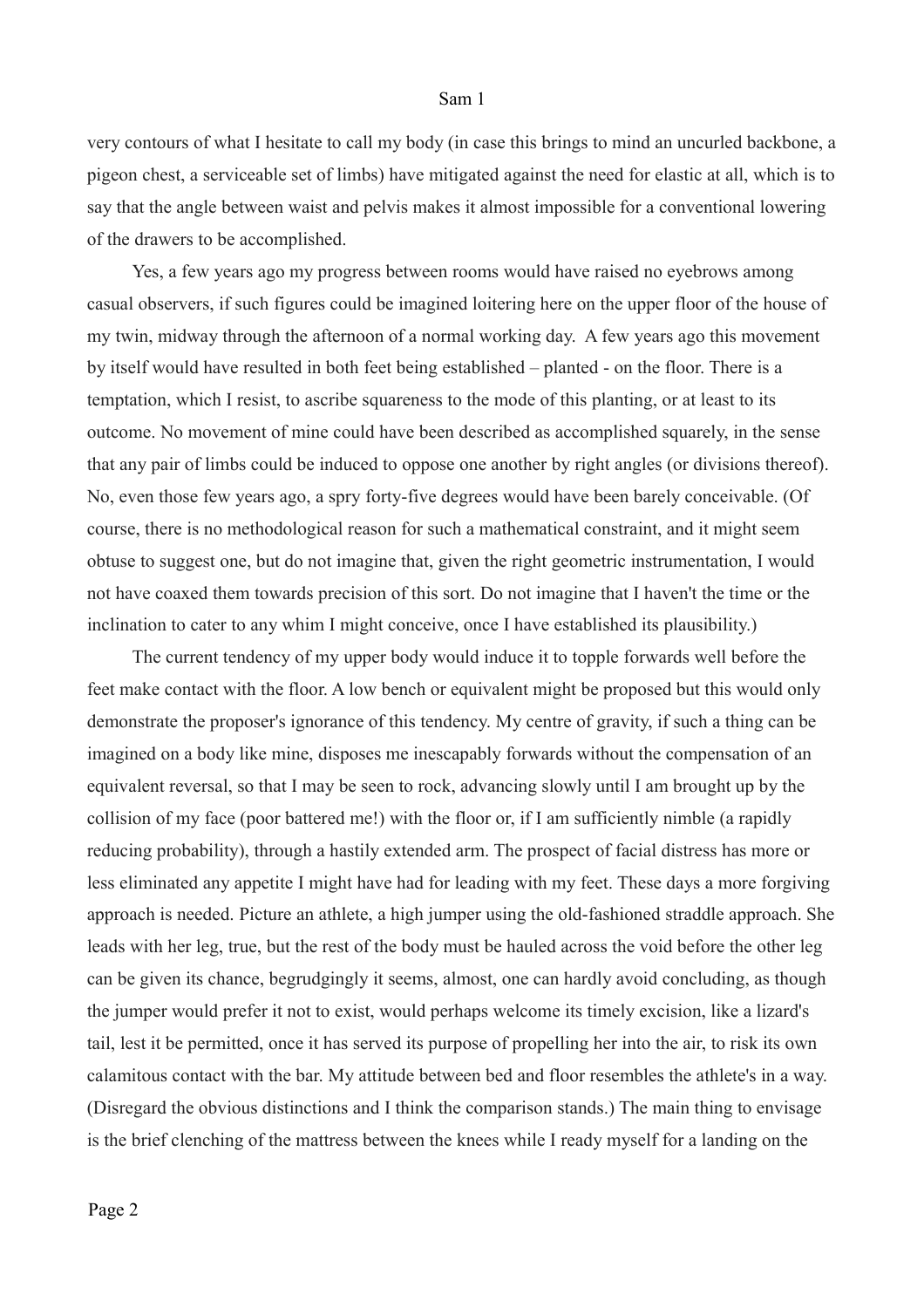very contours of what I hesitate to call my body (in case this brings to mind an uncurled backbone, a pigeon chest, a serviceable set of limbs) have mitigated against the need for elastic at all, which is to say that the angle between waist and pelvis makes it almost impossible for a conventional lowering of the drawers to be accomplished.

Yes, a few years ago my progress between rooms would have raised no eyebrows among casual observers, if such figures could be imagined loitering here on the upper floor of the house of my twin, midway through the afternoon of a normal working day. A few years ago this movement by itself would have resulted in both feet being established – planted - on the floor. There is a temptation, which I resist, to ascribe squareness to the mode of this planting, or at least to its outcome. No movement of mine could have been described as accomplished squarely, in the sense that any pair of limbs could be induced to oppose one another by right angles (or divisions thereof). No, even those few years ago, a spry forty-five degrees would have been barely conceivable. (Of course, there is no methodological reason for such a mathematical constraint, and it might seem obtuse to suggest one, but do not imagine that, given the right geometric instrumentation, I would not have coaxed them towards precision of this sort. Do not imagine that I haven't the time or the inclination to cater to any whim I might conceive, once I have established its plausibility.)

The current tendency of my upper body would induce it to topple forwards well before the feet make contact with the floor. A low bench or equivalent might be proposed but this would only demonstrate the proposer's ignorance of this tendency. My centre of gravity, if such a thing can be imagined on a body like mine, disposes me inescapably forwards without the compensation of an equivalent reversal, so that I may be seen to rock, advancing slowly until I am brought up by the collision of my face (poor battered me!) with the floor or, if I am sufficiently nimble (a rapidly reducing probability), through a hastily extended arm. The prospect of facial distress has more or less eliminated any appetite I might have had for leading with my feet. These days a more forgiving approach is needed. Picture an athlete, a high jumper using the old-fashioned straddle approach. She leads with her leg, true, but the rest of the body must be hauled across the void before the other leg can be given its chance, begrudgingly it seems, almost, one can hardly avoid concluding, as though the jumper would prefer it not to exist, would perhaps welcome its timely excision, like a lizard's tail, lest it be permitted, once it has served its purpose of propelling her into the air, to risk its own calamitous contact with the bar. My attitude between bed and floor resembles the athlete's in a way. (Disregard the obvious distinctions and I think the comparison stands.) The main thing to envisage is the brief clenching of the mattress between the knees while I ready myself for a landing on the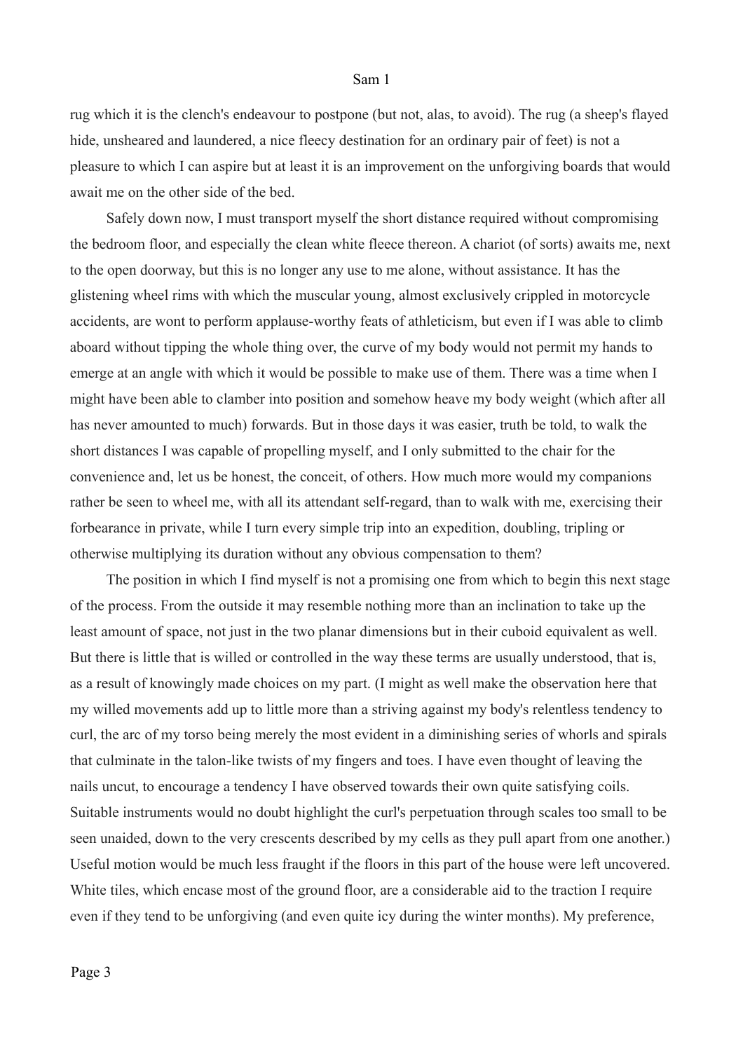rug which it is the clench's endeavour to postpone (but not, alas, to avoid). The rug (a sheep's flayed hide, unsheared and laundered, a nice fleecy destination for an ordinary pair of feet) is not a pleasure to which I can aspire but at least it is an improvement on the unforgiving boards that would await me on the other side of the bed.

Safely down now, I must transport myself the short distance required without compromising the bedroom floor, and especially the clean white fleece thereon. A chariot (of sorts) awaits me, next to the open doorway, but this is no longer any use to me alone, without assistance. It has the glistening wheel rims with which the muscular young, almost exclusively crippled in motorcycle accidents, are wont to perform applause-worthy feats of athleticism, but even if I was able to climb aboard without tipping the whole thing over, the curve of my body would not permit my hands to emerge at an angle with which it would be possible to make use of them. There was a time when I might have been able to clamber into position and somehow heave my body weight (which after all has never amounted to much) forwards. But in those days it was easier, truth be told, to walk the short distances I was capable of propelling myself, and I only submitted to the chair for the convenience and, let us be honest, the conceit, of others. How much more would my companions rather be seen to wheel me, with all its attendant self-regard, than to walk with me, exercising their forbearance in private, while I turn every simple trip into an expedition, doubling, tripling or otherwise multiplying its duration without any obvious compensation to them?

The position in which I find myself is not a promising one from which to begin this next stage of the process. From the outside it may resemble nothing more than an inclination to take up the least amount of space, not just in the two planar dimensions but in their cuboid equivalent as well. But there is little that is willed or controlled in the way these terms are usually understood, that is, as a result of knowingly made choices on my part. (I might as well make the observation here that my willed movements add up to little more than a striving against my body's relentless tendency to curl, the arc of my torso being merely the most evident in a diminishing series of whorls and spirals that culminate in the talon-like twists of my fingers and toes. I have even thought of leaving the nails uncut, to encourage a tendency I have observed towards their own quite satisfying coils. Suitable instruments would no doubt highlight the curl's perpetuation through scales too small to be seen unaided, down to the very crescents described by my cells as they pull apart from one another.) Useful motion would be much less fraught if the floors in this part of the house were left uncovered. White tiles, which encase most of the ground floor, are a considerable aid to the traction I require even if they tend to be unforgiving (and even quite icy during the winter months). My preference,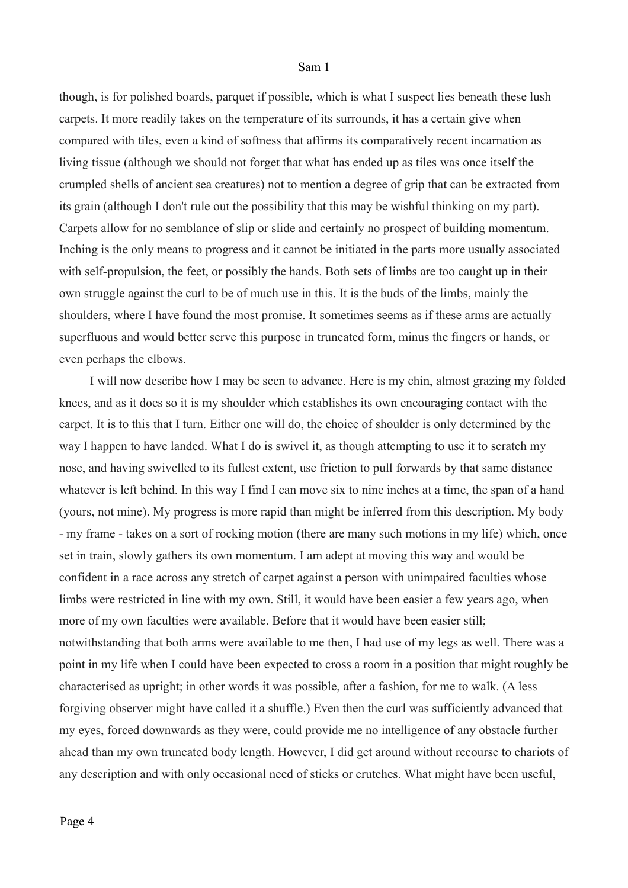though, is for polished boards, parquet if possible, which is what I suspect lies beneath these lush carpets. It more readily takes on the temperature of its surrounds, it has a certain give when compared with tiles, even a kind of softness that affirms its comparatively recent incarnation as living tissue (although we should not forget that what has ended up as tiles was once itself the crumpled shells of ancient sea creatures) not to mention a degree of grip that can be extracted from its grain (although I don't rule out the possibility that this may be wishful thinking on my part). Carpets allow for no semblance of slip or slide and certainly no prospect of building momentum. Inching is the only means to progress and it cannot be initiated in the parts more usually associated with self-propulsion, the feet, or possibly the hands. Both sets of limbs are too caught up in their own struggle against the curl to be of much use in this. It is the buds of the limbs, mainly the shoulders, where I have found the most promise. It sometimes seems as if these arms are actually superfluous and would better serve this purpose in truncated form, minus the fingers or hands, or even perhaps the elbows.

I will now describe how I may be seen to advance. Here is my chin, almost grazing my folded knees, and as it does so it is my shoulder which establishes its own encouraging contact with the carpet. It is to this that I turn. Either one will do, the choice of shoulder is only determined by the way I happen to have landed. What I do is swivel it, as though attempting to use it to scratch my nose, and having swivelled to its fullest extent, use friction to pull forwards by that same distance whatever is left behind. In this way I find I can move six to nine inches at a time, the span of a hand (yours, not mine). My progress is more rapid than might be inferred from this description. My body - my frame - takes on a sort of rocking motion (there are many such motions in my life) which, once set in train, slowly gathers its own momentum. I am adept at moving this way and would be confident in a race across any stretch of carpet against a person with unimpaired faculties whose limbs were restricted in line with my own. Still, it would have been easier a few years ago, when more of my own faculties were available. Before that it would have been easier still; notwithstanding that both arms were available to me then, I had use of my legs as well. There was a point in my life when I could have been expected to cross a room in a position that might roughly be characterised as upright; in other words it was possible, after a fashion, for me to walk. (A less forgiving observer might have called it a shuffle.) Even then the curl was sufficiently advanced that my eyes, forced downwards as they were, could provide me no intelligence of any obstacle further ahead than my own truncated body length. However, I did get around without recourse to chariots of any description and with only occasional need of sticks or crutches. What might have been useful,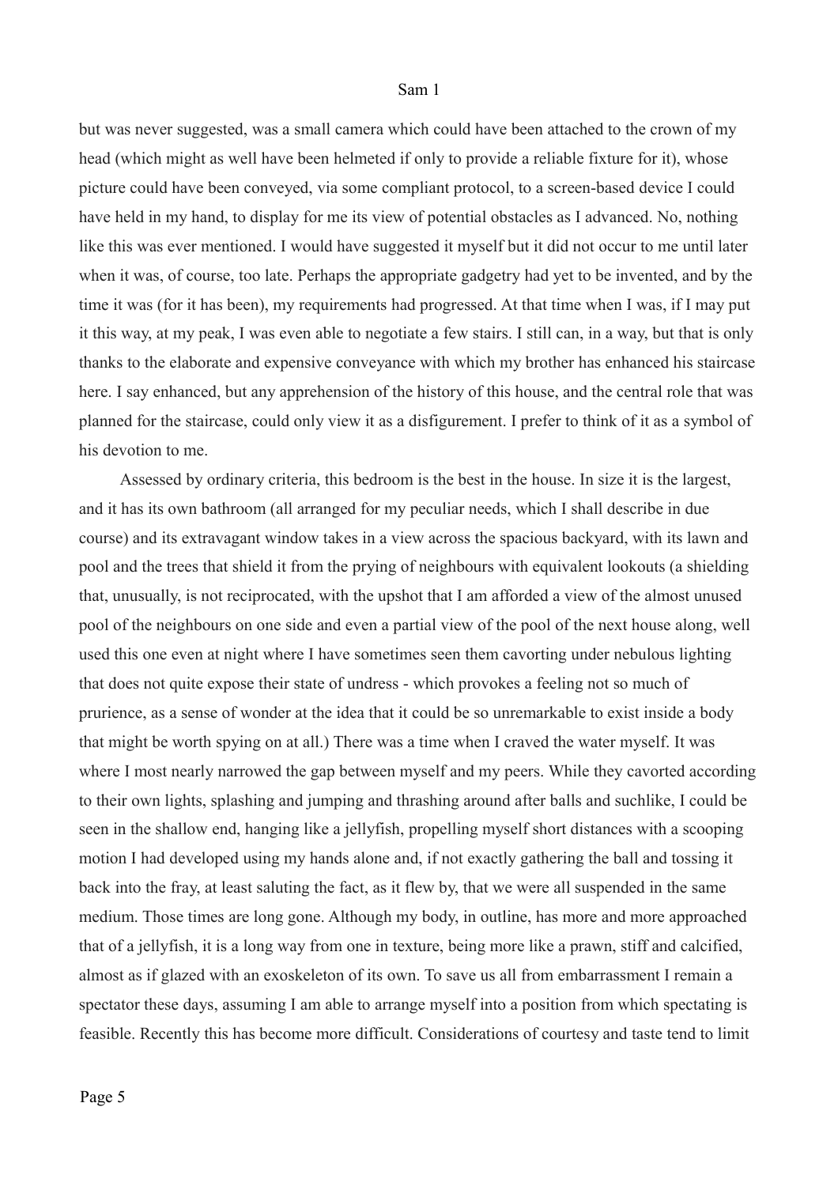but was never suggested, was a small camera which could have been attached to the crown of my head (which might as well have been helmeted if only to provide a reliable fixture for it), whose picture could have been conveyed, via some compliant protocol, to a screen-based device I could have held in my hand, to display for me its view of potential obstacles as I advanced. No, nothing like this was ever mentioned. I would have suggested it myself but it did not occur to me until later when it was, of course, too late. Perhaps the appropriate gadgetry had yet to be invented, and by the time it was (for it has been), my requirements had progressed. At that time when I was, if I may put it this way, at my peak, I was even able to negotiate a few stairs. I still can, in a way, but that is only thanks to the elaborate and expensive conveyance with which my brother has enhanced his staircase here. I say enhanced, but any apprehension of the history of this house, and the central role that was planned for the staircase, could only view it as a disfigurement. I prefer to think of it as a symbol of his devotion to me.

Assessed by ordinary criteria, this bedroom is the best in the house. In size it is the largest, and it has its own bathroom (all arranged for my peculiar needs, which I shall describe in due course) and its extravagant window takes in a view across the spacious backyard, with its lawn and pool and the trees that shield it from the prying of neighbours with equivalent lookouts (a shielding that, unusually, is not reciprocated, with the upshot that I am afforded a view of the almost unused pool of the neighbours on one side and even a partial view of the pool of the next house along, well used this one even at night where I have sometimes seen them cavorting under nebulous lighting that does not quite expose their state of undress - which provokes a feeling not so much of prurience, as a sense of wonder at the idea that it could be so unremarkable to exist inside a body that might be worth spying on at all.) There was a time when I craved the water myself. It was where I most nearly narrowed the gap between myself and my peers. While they cavorted according to their own lights, splashing and jumping and thrashing around after balls and suchlike, I could be seen in the shallow end, hanging like a jellyfish, propelling myself short distances with a scooping motion I had developed using my hands alone and, if not exactly gathering the ball and tossing it back into the fray, at least saluting the fact, as it flew by, that we were all suspended in the same medium. Those times are long gone. Although my body, in outline, has more and more approached that of a jellyfish, it is a long way from one in texture, being more like a prawn, stiff and calcified, almost as if glazed with an exoskeleton of its own. To save us all from embarrassment I remain a spectator these days, assuming I am able to arrange myself into a position from which spectating is feasible. Recently this has become more difficult. Considerations of courtesy and taste tend to limit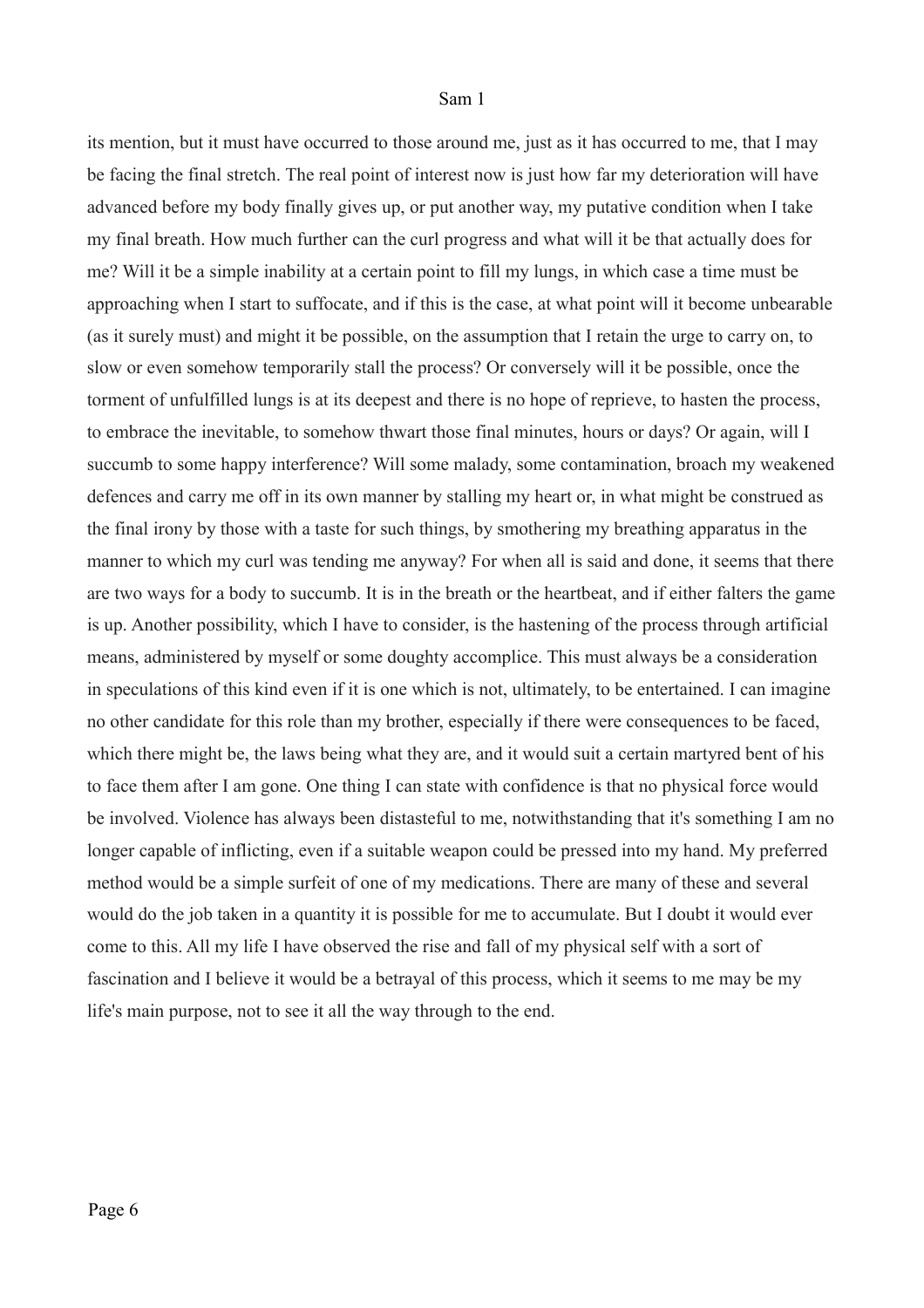its mention, but it must have occurred to those around me, just as it has occurred to me, that I may be facing the final stretch. The real point of interest now is just how far my deterioration will have advanced before my body finally gives up, or put another way, my putative condition when I take my final breath. How much further can the curl progress and what will it be that actually does for me? Will it be a simple inability at a certain point to fill my lungs, in which case a time must be approaching when I start to suffocate, and if this is the case, at what point will it become unbearable (as it surely must) and might it be possible, on the assumption that I retain the urge to carry on, to slow or even somehow temporarily stall the process? Or conversely will it be possible, once the torment of unfulfilled lungs is at its deepest and there is no hope of reprieve, to hasten the process, to embrace the inevitable, to somehow thwart those final minutes, hours or days? Or again, will I succumb to some happy interference? Will some malady, some contamination, broach my weakened defences and carry me off in its own manner by stalling my heart or, in what might be construed as the final irony by those with a taste for such things, by smothering my breathing apparatus in the manner to which my curl was tending me anyway? For when all is said and done, it seems that there are two ways for a body to succumb. It is in the breath or the heartbeat, and if either falters the game is up. Another possibility, which I have to consider, is the hastening of the process through artificial means, administered by myself or some doughty accomplice. This must always be a consideration in speculations of this kind even if it is one which is not, ultimately, to be entertained. I can imagine no other candidate for this role than my brother, especially if there were consequences to be faced, which there might be, the laws being what they are, and it would suit a certain martyred bent of his to face them after I am gone. One thing I can state with confidence is that no physical force would be involved. Violence has always been distasteful to me, notwithstanding that it's something I am no longer capable of inflicting, even if a suitable weapon could be pressed into my hand. My preferred method would be a simple surfeit of one of my medications. There are many of these and several would do the job taken in a quantity it is possible for me to accumulate. But I doubt it would ever come to this. All my life I have observed the rise and fall of my physical self with a sort of fascination and I believe it would be a betrayal of this process, which it seems to me may be my life's main purpose, not to see it all the way through to the end.